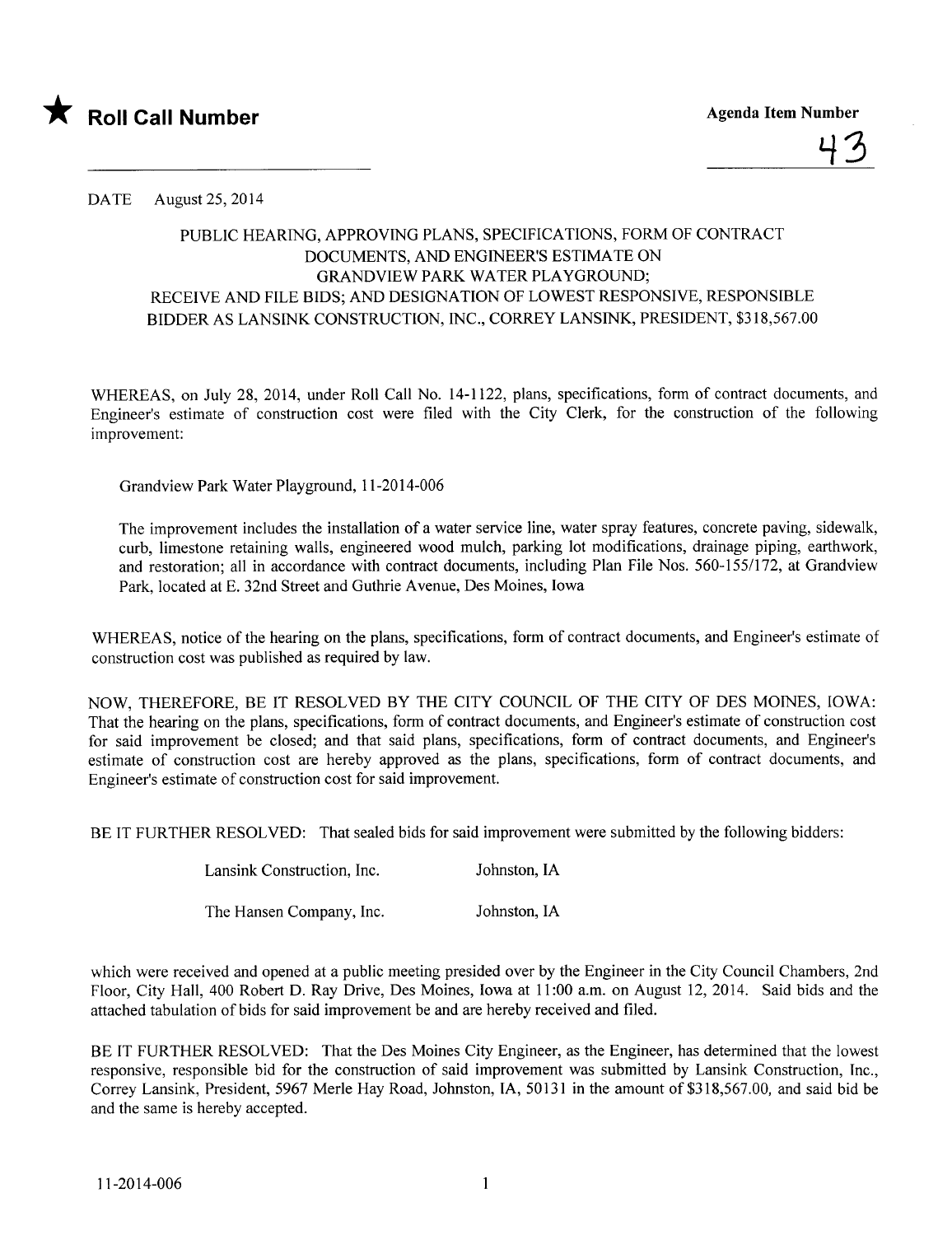★ **Roll Call Number**

**Agenda Item Number**

43

DATE August 25, 2014

PUBLIC HEARING, APPROVING PLANS, SPECIFICATIONS, FORM OF CONTRACT DOCUMENTS, AND ENGINEER'S ESTIMATE ON GRANDVIEW PARK WATER PLAYGROUND; RECEIVE AND FILE BIDS; AND DESIGNATION OF LOWEST RESPONSIVE, RESPONSIBLE BIDDER AS LANSINK CONSTRUCTION, INC., CORREY LANSINK, PRESIDENT, $318,567.00

WHEREAS, on July 28, 2014, under Roll Call No. 14-1122, plans, specifications, form of contract documents, and Engineer's estimate of construction cost were filed with the City Clerk, for the construction of the following improvement:

Grandview Park Water Playground, 11-2014-006

The improvement includes the installation of a water service line, water spray features, concrete paving, sidewalk, curb, limestone retaining walls, engineered wood mulch, parking lot modifications, drainage piping, earthwork, and restoration; all in accordance with contract documents, including Plan File Nos. 560-155/172, at Grandview Park, located at E. 32nd Street and Guthrie Avenue, Des Moines, Iowa

WHEREAS, notice of the hearing on the plans, specifications, form of contract documents, and Engineer's estimate of construction cost was published as required by law.

NOW, THEREFORE, BE IT RESOLVED BY THE CITY COUNCIL OF THE CITY OF DES MOINES, IOWA: That the hearing on the plans, specifications, form of contract documents, and Engineer's estimate of construction cost for said improvement be closed; and that said plans, specifications, form of contract documents, and Engineer's estimate of construction cost are hereby approved as the plans, specifications, form of contract documents, and Engineer's estimate of construction cost for said improvement.

BE IT FURTHER RESOLVED: That sealed bids for said improvement were submitted by the following bidders:

| | |
|---|---|
| Lansink Construction, Inc. | Johnston, IA |
| The Hansen Company, Inc. | Johnston, IA |

which were received and opened at a public meeting presided over by the Engineer in the City Council Chambers, 2nd Floor, City Hall, 400 Robert D. Ray Drive, Des Moines, Iowa at 11:00 a.m. on August 12, 2014. Said bids and the attached tabulation of bids for said improvement be and are hereby received and filed.

BE IT FURTHER RESOLVED: That the Des Moines City Engineer, as the Engineer, has determined that the lowest responsive, responsible bid for the construction of said improvement was submitted by Lansink Construction, Inc., Correy Lansink, President, 5967 Merle Hay Road, Johnston, IA, 50131 in the amount of $318,567.00, and said bid be and the same is hereby accepted.

11-2014-006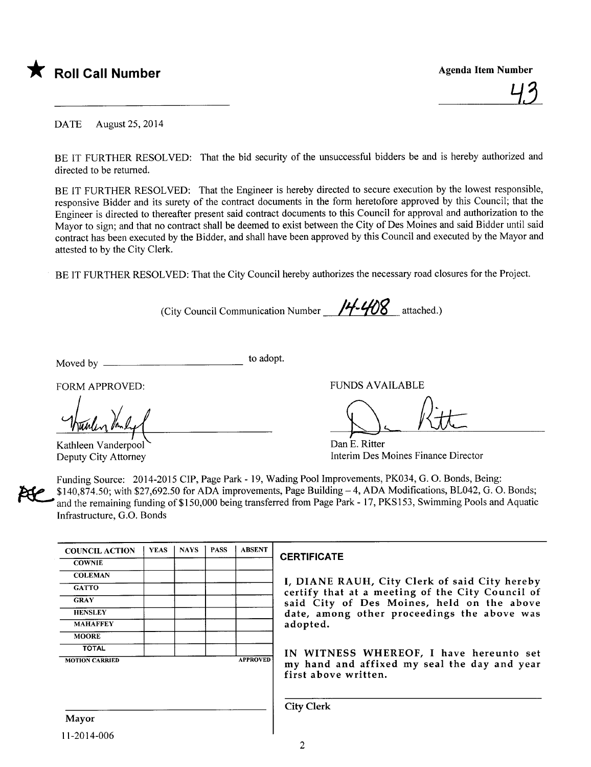★ **Roll Call Number**

**Agenda Item Number**

43

DATE August 25, 2014

BE IT FURTHER RESOLVED: That the bid security of the unsuccessful bidders be and is hereby authorized and directed to be returned.

BE IT FURTHER RESOLVED: That the Engineer is hereby directed to secure execution by the lowest responsible, responsive Bidder and its surety of the contract documents in the form heretofore approved by this Council; that the Engineer is directed to thereafter present said contract documents to this Council for approval and authorization to the Mayor to sign; and that no contract shall be deemed to exist between the City of Des Moines and said Bidder until said contract has been executed by the Bidder, and shall have been approved by this Council and executed by the Mayor and attested to by the City Clerk.

BE IT FURTHER RESOLVED: That the City Council hereby authorizes the necessary road closures for the Project.

(City Council Communication Number 14-408 attached.)

Moved by ______________________ to adopt.

FORM APPROVED:

Kathleen Vanderpool
Deputy City Attorney

FUNDS AVAILABLE

Dan E. Ritter
Interim Des Moines Finance Director

Funding Source: 2014-2015 CIP, Page Park - 19, Wading Pool Improvements, PK034, G. O. Bonds, Being: $140,874.50; with $27,692.50 for ADA improvements, Page Building – 4, ADA Modifications, BL042, G. O. Bonds; and the remaining funding of $150,000 being transferred from Page Park - 17, PKS153, Swimming Pools and Aquatic Infrastructure, G.O. Bonds

| COUNCIL ACTION | YEAS | NAYS | PASS | ABSENT |
|---|---|---|---|---|
| COWNIE | | | | |
| COLEMAN | | | | |
| GATTO | | | | |
| GRAY | | | | |
| HENSLEY | | | | |
| MAHAFFEY | | | | |
| MOORE | | | | |
| TOTAL | | | | |
| MOTION CARRIED | | | | APPROVED |

**CERTIFICATE**

I, DIANE RAUH, City Clerk of said City hereby certify that at a meeting of the City Council of said City of Des Moines, held on the above date, among other proceedings the above was adopted.

IN WITNESS WHEREOF, I have hereunto set my hand and affixed my seal the day and year first above written.

______________________
Mayor

______________________
City Clerk

11-2014-006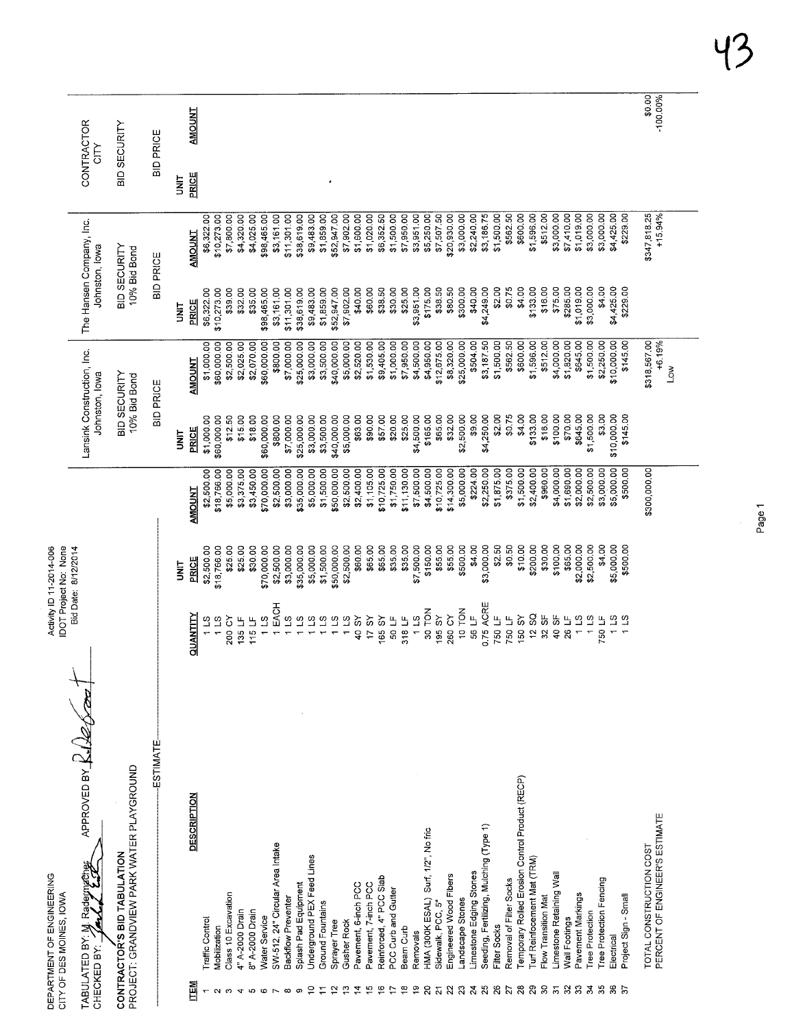DEPARTMENT OF ENGINEERING
CITY OF DES MOINES, IOWA

Activity ID 11-2014-006
IDOT Project No: None
Bid Date: 8/12/2014

TABULATED BY: M. Rademacher APPROVED BY: [signature]
CHECKED BY: [signature]

**CONTRACTOR'S BID TABULATION**
**PROJECT: GRANDVIEW PARK WATER PLAYGROUND**

43

| | | | ESTIMATE | | Lansink Construction, Inc. Johnston, Iowa | | The Hansen Company, Inc. Johnston, Iowa | | CONTRACTOR CITY | |
|---|---|---|---|---|---|---|---|---|---|---|
| | | | | | BID SECURITY 10% Bid Bond | | BID SECURITY 10% Bid Bond | | BID SECURITY | |
| | | | | | BID PRICE | | BID PRICE | | BID PRICE | |
| ITEM | DESCRIPTION | QUANTITY | UNIT PRICE | AMOUNT | UNIT PRICE | AMOUNT | UNIT PRICE | AMOUNT | UNIT PRICE | AMOUNT |
| 1 | Traffic Control | 1 LS | $2,500.00 | $2,500.00 | $1,000.00 | $1,000.00 | $6,322.00 | $6,322.00 | | |
| 2 | Mobilization | 1 LS | $18,766.00 | $18,766.00 | $60,000.00 | $60,000.00 | $10,273.00 | $10,273.00 | | |
| 3 | Class 10 Excavation | 200 CY | $25.00 | $5,000.00 | $12.50 | $2,500.00 | $39.00 | $7,800.00 | | |
| 4 | 4" A-2000 Drain | 135 LF | $25.00 | $3,375.00 | $15.00 | $2,025.00 | $32.00 | $4,320.00 | | |
| 5 | 8" A-2000 Drain | 115 LF | $30.00 | $3,450.00 | $18.00 | $2,070.00 | $35.00 | $4,025.00 | | |
| 6 | Water Service | 1 LS | $70,000.00 | $70,000.00 | $60,000.00 | $60,000.00 | $98,465.00 | $98,465.00 | | |
| 7 | SW-512, 24" Circular Area Intake | 1 EACH | $2,500.00 | $2,500.00 | $800.00 | $800.00 | $3,161.00 | $3,161.00 | | |
| 8 | Backflow Preventer | 1 LS | $3,000.00 | $3,000.00 | $7,000.00 | $7,000.00 | $11,301.00 | $11,301.00 | | |
| 9 | Splash Pad Equipment | 1 LS | $35,000.00 | $35,000.00 | $25,000.00 | $25,000.00 | $38,619.00 | $38,619.00 | | |
| 10 | Underground PEX Feed Lines | 1 LS | $5,000.00 | $5,000.00 | $3,000.00 | $3,000.00 | $9,483.00 | $9,483.00 | | |
| 11 | Ground Fountains | 1 LS | $1,500.00 | $1,500.00 | $3,500.00 | $3,500.00 | $1,859.00 | $1,859.00 | | |
| 12 | Sprayer Tree | 1 LS | $50,000.00 | $50,000.00 | $40,000.00 | $40,000.00 | $52,947.00 | $52,947.00 | | |
| 13 | Gusher Rock | 1 LS | $2,500.00 | $2,500.00 | $5,000.00 | $5,000.00 | $7,902.00 | $7,902.00 | | |
| 14 | Pavement, 6-inch PCC | 40 SY | $60.00 | $2,400.00 | $63.00 | $2,520.00 | $40.00 | $1,600.00 | | |
| 15 | Pavement, 7-inch PCC | 17 SY | $65.00 | $1,105.00 | $90.00 | $1,530.00 | $60.00 | $1,020.00 | | |
| 16 | Reinforced, 4" PCC Slab | 165 SY | $65.00 | $10,725.00 | $57.00 | $9,405.00 | $38.50 | $6,352.50 | | |
| 17 | PCC Curb and Gutter | 50 LF | $35.00 | $1,750.00 | $20.00 | $1,000.00 | $30.00 | $1,500.00 | | |
| 18 | Beam Curb | 318 LF | $35.00 | $11,130.00 | $25.00 | $7,950.00 | $25.00 | $7,950.00 | | |
| 19 | Removals | 1 LS | $7,500.00 | $7,500.00 | $4,500.00 | $4,500.00 | $3,951.00 | $3,951.00 | | |
| 20 | HMA (300K ESAL) Surf, 1/2", No fric | 30 TON | $150.00 | $4,500.00 | $165.00 | $4,950.00 | $175.00 | $5,250.00 | | |
| 21 | Sidewalk, PCC, 5" | 195 SY | $55.00 | $10,725.00 | $65.00 | $12,675.00 | $38.50 | $7,507.50 | | |
| 22 | Engineered Wood Fibers | 260 CY | $55.00 | $14,300.00 | $32.00 | $8,320.00 | $80.50 | $20,930.00 | | |
| 23 | Landscape Stones | 10 TON | $500.00 | $5,000.00 | $2,500.00 | $25,000.00 | $300.00 | $3,000.00 | | |
| 24 | Limestone Edging Stones | 56 LF | $4.00 | $224.00 | $9.00 | $504.00 | $40.00 | $2,240.00 | | |
| 25 | Seeding, Fertilizing, Mulching (Type 1) | 0.75 ACRE | $3,000.00 | $2,250.00 | $4,250.00 | $3,187.50 | $4,249.00 | $3,186.75 | | |
| 26 | Filter Socks | 750 LF | $2.50 | $1,875.00 | $2.00 | $1,500.00 | $2.00 | $1,500.00 | | |
| 27 | Removal of Filter Socks | 750 LF | $0.50 | $375.00 | $0.75 | $562.50 | $0.75 | $562.50 | | |
| 28 | Temporary Rolled Erosion Control Product (RECP) | 150 SY | $10.00 | $1,500.00 | $4.00 | $600.00 | $4.00 | $600.00 | | |
| 29 | Turf Reinforcement Mat (TRM) | 12 SQ | $200.00 | $2,400.00 | $133.00 | $1,596.00 | $133.00 | $1,596.00 | | |
| 30 | Flow Transition Mat | 32 SF | $30.00 | $960.00 | $16.00 | $512.00 | $16.00 | $512.00 | | |
| 31 | Limestone Retaining Wall | 40 SF | $100.00 | $4,000.00 | $100.00 | $4,000.00 | $75.00 | $3,000.00 | | |
| 32 | Wall Footings | 26 LF | $65.00 | $1,690.00 | $70.00 | $1,820.00 | $285.00 | $7,410.00 | | |
| 33 | Pavement Markings | 1 LS | $2,000.00 | $2,000.00 | $645.00 | $645.00 | $1,019.00 | $1,019.00 | | |
| 34 | Tree Protection | 1 LS | $2,500.00 | $2,500.00 | $1,500.00 | $1,500.00 | $3,000.00 | $3,000.00 | | |
| 35 | Tree Protection Fencing | 750 LF | $4.00 | $3,000.00 | $3.00 | $2,250.00 | $4.00 | $3,000.00 | | |
| 36 | Electrical | 1 LS | $5,000.00 | $5,000.00 | $10,000.00 | $10,000.00 | $4,425.00 | $4,425.00 | | |
| 37 | Project Sign - Small | 1 LS | $500.00 | $500.00 | $145.00 | $145.00 | $229.00 | $229.00 | | |
| | TOTAL CONSTRUCTION COST | | | $300,000.00 | | $318,567.00 | | $347,818.25 | | $0.00 |
| | PERCENT OF ENGINEER'S ESTIMATE | | | | | +6.19% | | +15.94% | | -100.00% |
| | | | | | | Low | | | | |